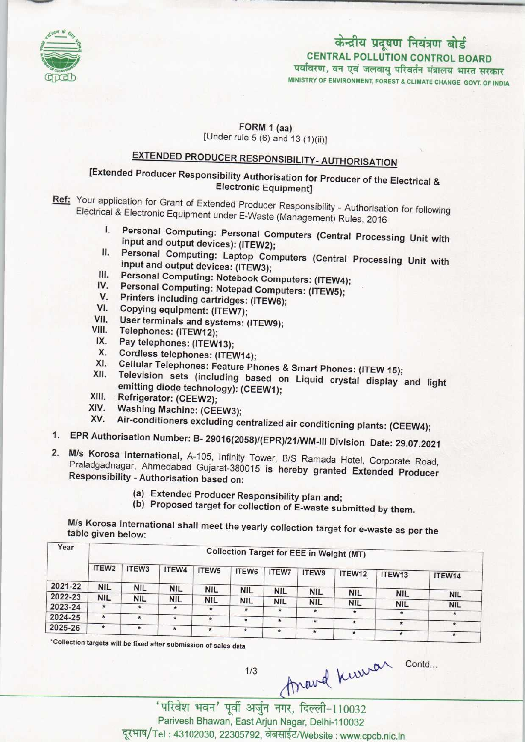केन्द्रीय प्रदूषण नियंत्रण बोर्ड
CENTRAL POLLUTION CONTROL BOARD
पर्यावरण, वन एवं जलवायु परिवर्तन मंत्रालय भारत सरकार
MINISTRY OF ENVIRONMENT, FOREST & CLIMATE CHANGE GOVT. OF INDIA

FORM 1 (aa)
[Under rule 5 (6) and 13 (1)(ii)]

## EXTENDED PRODUCER RESPONSIBILITY- AUTHORISATION

[Extended Producer Responsibility Authorisation for Producer of the Electrical & Electronic Equipment]

**Ref:** Your application for Grant of Extended Producer Responsibility - Authorisation for following Electrical & Electronic Equipment under E-Waste (Management) Rules, 2016

I. Personal Computing: Personal Computers (Central Processing Unit with input and output devices): (ITEW2);
II. Personal Computing: Laptop Computers (Central Processing Unit with input and output devices: (ITEW3);
III. Personal Computing: Notebook Computers: (ITEW4);
IV. Personal Computing: Notepad Computers: (ITEW5);
V. Printers including cartridges: (ITEW6);
VI. Copying equipment: (ITEW7);
VII. User terminals and systems: (ITEW9);
VIII. Telephones: (ITEW12);
IX. Pay telephones: (ITEW13);
X. Cordless telephones: (ITEW14);
XI. Cellular Telephones: Feature Phones & Smart Phones: (ITEW 15);
XII. Television sets (including based on Liquid crystal display and light emitting diode technology): (CEEW1);
XIII. Refrigerator: (CEEW2);
XIV. Washing Machine: (CEEW3);
XV. Air-conditioners excluding centralized air conditioning plants: (CEEW4);

1. EPR Authorisation Number: B- 29016(2058)/(EPR)/21/WM-III Division Date: 29.07.2021

2. M/s Korosa International, A-105, Infinity Tower, B/S Ramada Hotel, Corporate Road, Praladgadnagar, Ahmedabad Gujarat-380015 is hereby granted Extended Producer Responsibility - Authorisation based on:

   (a) Extended Producer Responsibility plan and;
   (b) Proposed target for collection of E-waste submitted by them.

M/s Korosa International shall meet the yearly collection target for e-waste as per the table given below:

| Year | Collection Target for EEE in Weight (MT) | | | | | | | | | |
|---|---|---|---|---|---|---|---|---|---|---|
| | ITEW2 | ITEW3 | ITEW4 | ITEW5 | ITEW6 | ITEW7 | ITEW9 | ITEW12 | ITEW13 | ITEW14 |
| 2021-22 | NIL | NIL | NIL | NIL | NIL | NIL | NIL | NIL | NIL | NIL |
| 2022-23 | NIL | NIL | NIL | NIL | NIL | NIL | NIL | NIL | NIL | NIL |
| 2023-24 | * | * | * | * | * | * | * | * | * | * |
| 2024-25 | * | * | * | * | * | * | * | * | * | * |
| 2025-26 | * | * | * | * | * | * | * | * | * | * |

*Collection targets will be fixed after submission of sales data

Contd...

'परिवेश भवन' पूर्वी अर्जुन नगर, दिल्ली-110032
Parivesh Bhawan, East Arjun Nagar, Delhi-110032
दूरभाष/Tel : 43102030, 22305792, वेबसाईट/Website : www.cpcb.nic.in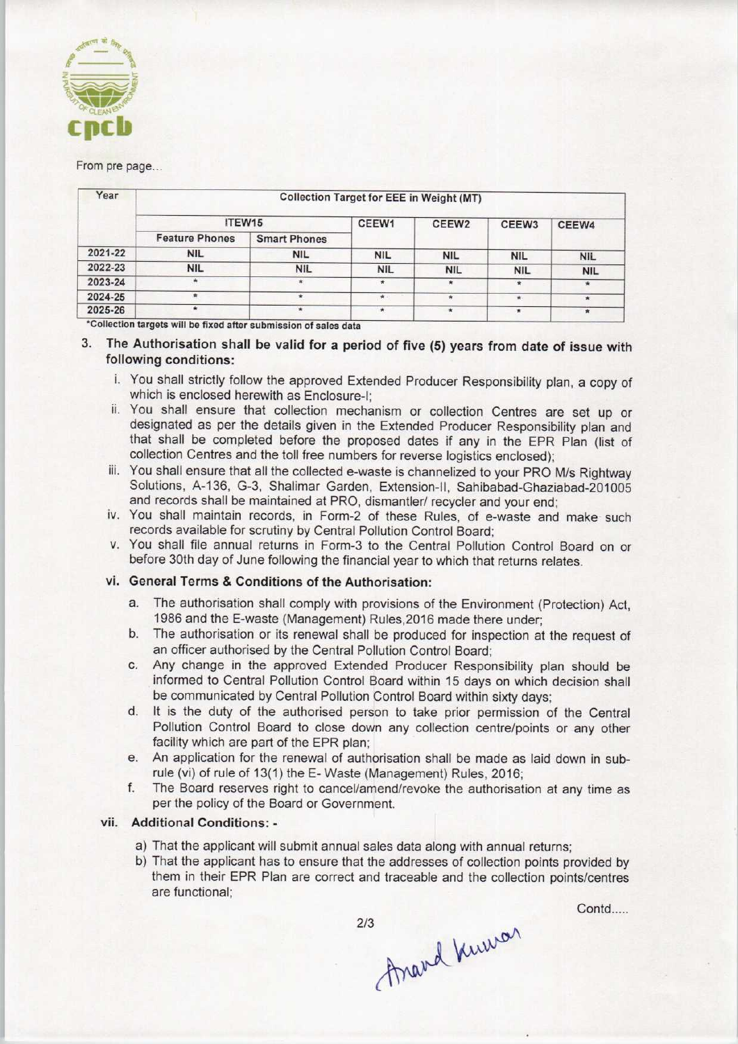From pre page...

| Year | Collection Target for EEE in Weight (MT) | | | | | |
|---|---|---|---|---|---|---|
| | ITEW15 | | CEEW1 | CEEW2 | CEEW3 | CEEW4 |
| | Feature Phones | Smart Phones | | | | |
| 2021-22 | NIL | NIL | NIL | NIL | NIL | NIL |
| 2022-23 | NIL | NIL | NIL | NIL | NIL | NIL |
| 2023-24 | * | * | * | * | * | * |
| 2024-25 | * | * | * | * | * | * |
| 2025-26 | * | * | * | * | * | * |

*Collection targets will be fixed after submission of sales data

3. **The Authorisation shall be valid for a period of five (5) years from date of issue with following conditions:**

   i. You shall strictly follow the approved Extended Producer Responsibility plan, a copy of which is enclosed herewith as Enclosure-I;

   ii. You shall ensure that collection mechanism or collection Centres are set up or designated as per the details given in the Extended Producer Responsibility plan and that shall be completed before the proposed dates if any in the EPR Plan (list of collection Centres and the toll free numbers for reverse logistics enclosed);

   iii. You shall ensure that all the collected e-waste is channelized to your PRO M/s Rightway Solutions, A-136, G-3, Shalimar Garden, Extension-II, Sahibabad-Ghaziabad-201005 and records shall be maintained at PRO, dismantler/ recycler and your end;

   iv. You shall maintain records, in Form-2 of these Rules, of e-waste and make such records available for scrutiny by Central Pollution Control Board;

   v. You shall file annual returns in Form-3 to the Central Pollution Control Board on or before 30th day of June following the financial year to which that returns relates.

   **vi. General Terms & Conditions of the Authorisation:**

   a. The authorisation shall comply with provisions of the Environment (Protection) Act, 1986 and the E-waste (Management) Rules,2016 made there under;

   b. The authorisation or its renewal shall be produced for inspection at the request of an officer authorised by the Central Pollution Control Board;

   c. Any change in the approved Extended Producer Responsibility plan should be informed to Central Pollution Control Board within 15 days on which decision shall be communicated by Central Pollution Control Board within sixty days;

   d. It is the duty of the authorised person to take prior permission of the Central Pollution Control Board to close down any collection centre/points or any other facility which are part of the EPR plan;

   e. An application for the renewal of authorisation shall be made as laid down in sub-rule (vi) of rule of 13(1) the E- Waste (Management) Rules, 2016;

   f. The Board reserves right to cancel/amend/revoke the authorisation at any time as per the policy of the Board or Government.

   **vii. Additional Conditions: -**

   a) That the applicant will submit annual sales data along with annual returns;

   b) That the applicant has to ensure that the addresses of collection points provided by them in their EPR Plan are correct and traceable and the collection points/centres are functional;

Contd.....

Anand Kumar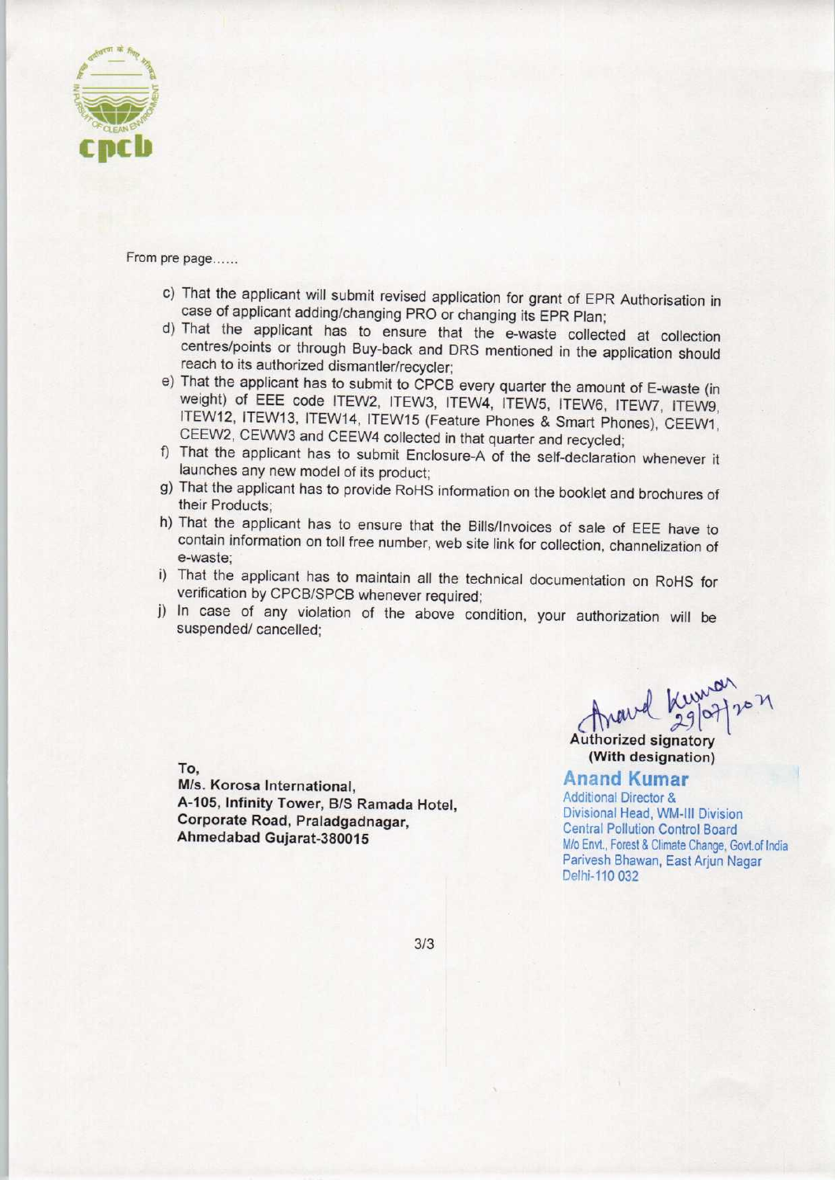From pre page......

c) That the applicant will submit revised application for grant of EPR Authorisation in case of applicant adding/changing PRO or changing its EPR Plan;
d) That the applicant has to ensure that the e-waste collected at collection centres/points or through Buy-back and DRS mentioned in the application should reach to its authorized dismantler/recycler;
e) That the applicant has to submit to CPCB every quarter the amount of E-waste (in weight) of EEE code ITEW2, ITEW3, ITEW4, ITEW5, ITEW6, ITEW7, ITEW9, ITEW12, ITEW13, ITEW14, ITEW15 (Feature Phones & Smart Phones), CEEW1, CEEW2, CEWW3 and CEEW4 collected in that quarter and recycled;
f) That the applicant has to submit Enclosure-A of the self-declaration whenever it launches any new model of its product;
g) That the applicant has to provide RoHS information on the booklet and brochures of their Products;
h) That the applicant has to ensure that the Bills/Invoices of sale of EEE have to contain information on toll free number, web site link for collection, channelization of e-waste;
i) That the applicant has to maintain all the technical documentation on RoHS for verification by CPCB/SPCB whenever required;
j) In case of any violation of the above condition, your authorization will be suspended/ cancelled;

Anand Kumar 29/07/2021

**Authorized signatory**
**(With designation)**

**Anand Kumar**
Additional Director &
Divisional Head, WM-III Division
Central Pollution Control Board
M/o Envt., Forest & Climate Change, Govt.of India
Parivesh Bhawan, East Arjun Nagar
Delhi-110 032

**To,**
**M/s. Korosa International,**
**A-105, Infinity Tower, B/S Ramada Hotel,**
**Corporate Road, Praladgadnagar,**
**Ahmedabad Gujarat-380015**